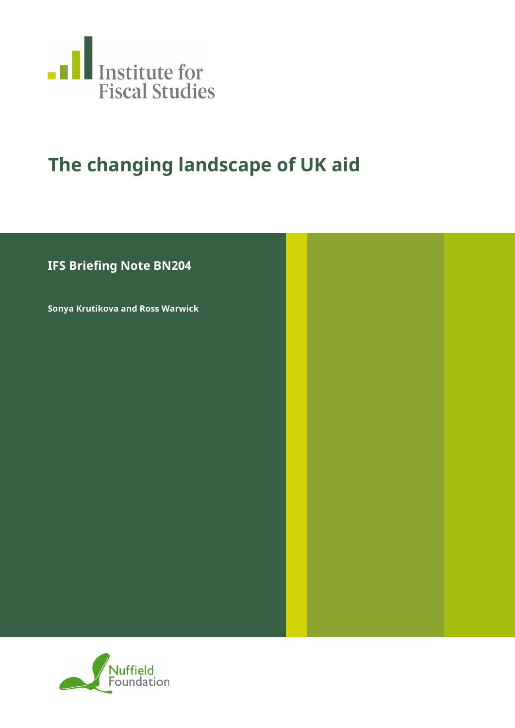Institute for Fiscal Studies

# The changing landscape of UK aid

**IFS Briefing Note BN204**

**Sonya Krutikova and Ross Warwick**

Nuffield Foundation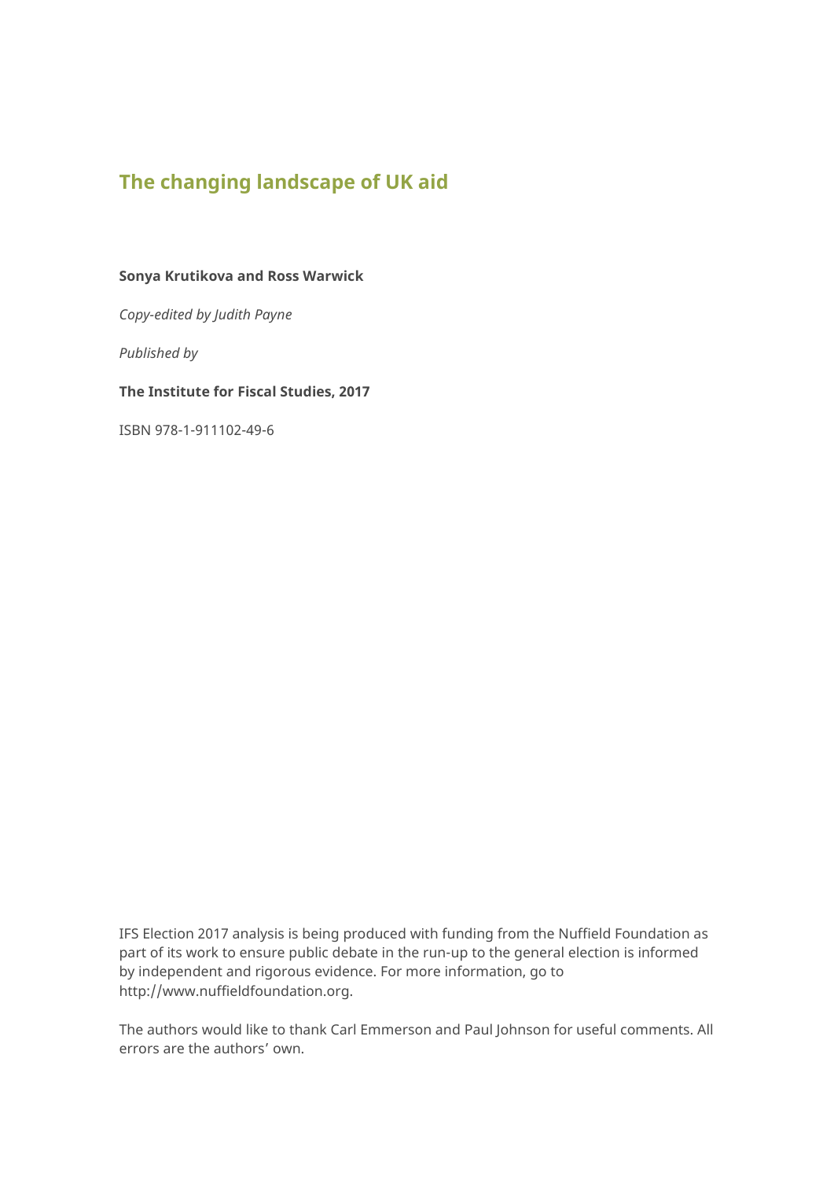# The changing landscape of UK aid

**Sonya Krutikova and Ross Warwick**

*Copy-edited by Judith Payne*

*Published by*

**The Institute for Fiscal Studies, 2017**

ISBN 978-1-911102-49-6

IFS Election 2017 analysis is being produced with funding from the Nuffield Foundation as part of its work to ensure public debate in the run-up to the general election is informed by independent and rigorous evidence. For more information, go to http://www.nuffieldfoundation.org.

The authors would like to thank Carl Emmerson and Paul Johnson for useful comments. All errors are the authors' own.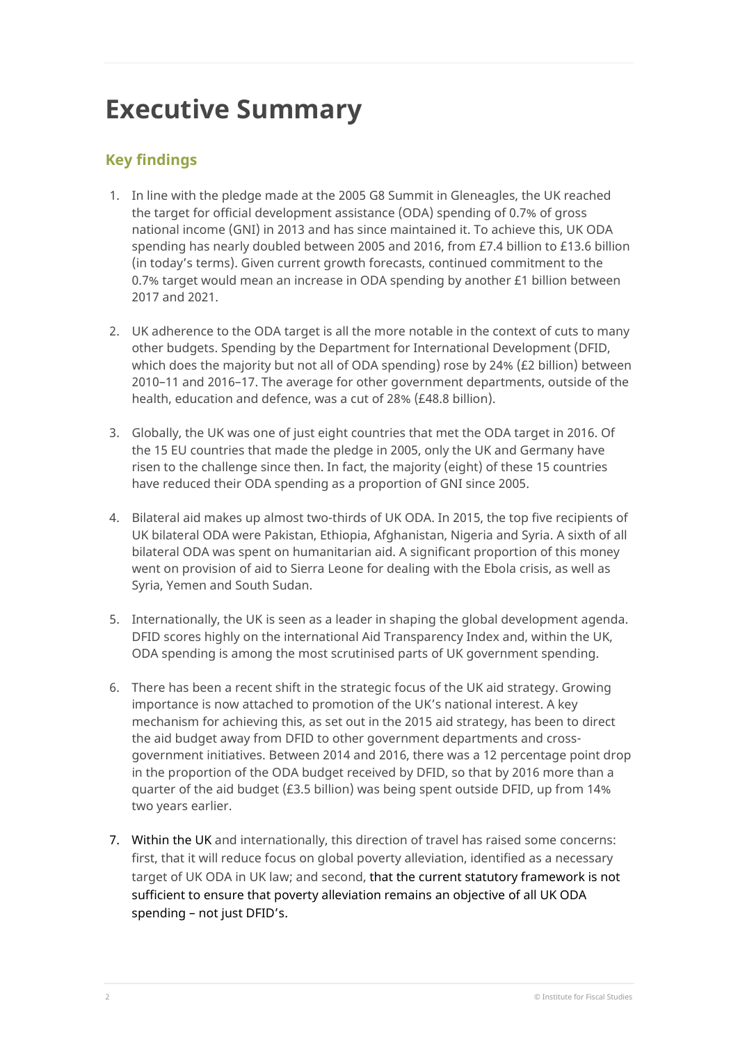# Executive Summary

## Key findings

1. In line with the pledge made at the 2005 G8 Summit in Gleneagles, the UK reached the target for official development assistance (ODA) spending of 0.7% of gross national income (GNI) in 2013 and has since maintained it. To achieve this, UK ODA spending has nearly doubled between 2005 and 2016, from £7.4 billion to £13.6 billion (in today's terms). Given current growth forecasts, continued commitment to the 0.7% target would mean an increase in ODA spending by another £1 billion between 2017 and 2021.

2. UK adherence to the ODA target is all the more notable in the context of cuts to many other budgets. Spending by the Department for International Development (DFID, which does the majority but not all of ODA spending) rose by 24% (£2 billion) between 2010–11 and 2016–17. The average for other government departments, outside of the health, education and defence, was a cut of 28% (£48.8 billion).

3. Globally, the UK was one of just eight countries that met the ODA target in 2016. Of the 15 EU countries that made the pledge in 2005, only the UK and Germany have risen to the challenge since then. In fact, the majority (eight) of these 15 countries have reduced their ODA spending as a proportion of GNI since 2005.

4. Bilateral aid makes up almost two-thirds of UK ODA. In 2015, the top five recipients of UK bilateral ODA were Pakistan, Ethiopia, Afghanistan, Nigeria and Syria. A sixth of all bilateral ODA was spent on humanitarian aid. A significant proportion of this money went on provision of aid to Sierra Leone for dealing with the Ebola crisis, as well as Syria, Yemen and South Sudan.

5. Internationally, the UK is seen as a leader in shaping the global development agenda. DFID scores highly on the international Aid Transparency Index and, within the UK, ODA spending is among the most scrutinised parts of UK government spending.

6. There has been a recent shift in the strategic focus of the UK aid strategy. Growing importance is now attached to promotion of the UK's national interest. A key mechanism for achieving this, as set out in the 2015 aid strategy, has been to direct the aid budget away from DFID to other government departments and cross-government initiatives. Between 2014 and 2016, there was a 12 percentage point drop in the proportion of the ODA budget received by DFID, so that by 2016 more than a quarter of the aid budget (£3.5 billion) was being spent outside DFID, up from 14% two years earlier.

7. Within the UK and internationally, this direction of travel has raised some concerns: first, that it will reduce focus on global poverty alleviation, identified as a necessary target of UK ODA in UK law; and second, that the current statutory framework is not sufficient to ensure that poverty alleviation remains an objective of all UK ODA spending – not just DFID's.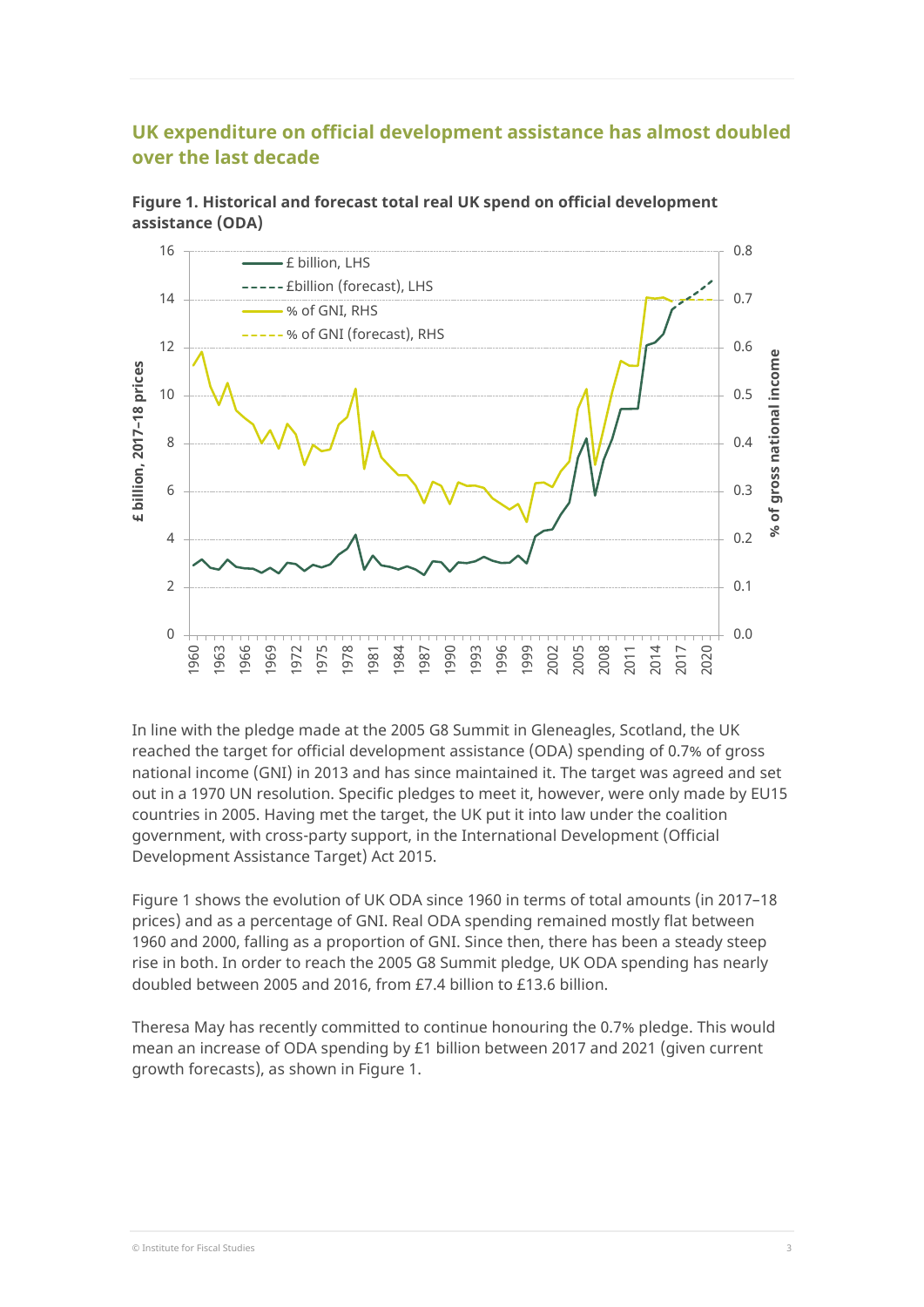## UK expenditure on official development assistance has almost doubled over the last decade

**Figure 1. Historical and forecast total real UK spend on official development assistance (ODA)**

In line with the pledge made at the 2005 G8 Summit in Gleneagles, Scotland, the UK reached the target for official development assistance (ODA) spending of 0.7% of gross national income (GNI) in 2013 and has since maintained it. The target was agreed and set out in a 1970 UN resolution. Specific pledges to meet it, however, were only made by EU15 countries in 2005. Having met the target, the UK put it into law under the coalition government, with cross-party support, in the International Development (Official Development Assistance Target) Act 2015.

Figure 1 shows the evolution of UK ODA since 1960 in terms of total amounts (in 2017–18 prices) and as a percentage of GNI. Real ODA spending remained mostly flat between 1960 and 2000, falling as a proportion of GNI. Since then, there has been a steady steep rise in both. In order to reach the 2005 G8 Summit pledge, UK ODA spending has nearly doubled between 2005 and 2016, from £7.4 billion to £13.6 billion.

Theresa May has recently committed to continue honouring the 0.7% pledge. This would mean an increase of ODA spending by £1 billion between 2017 and 2021 (given current growth forecasts), as shown in Figure 1.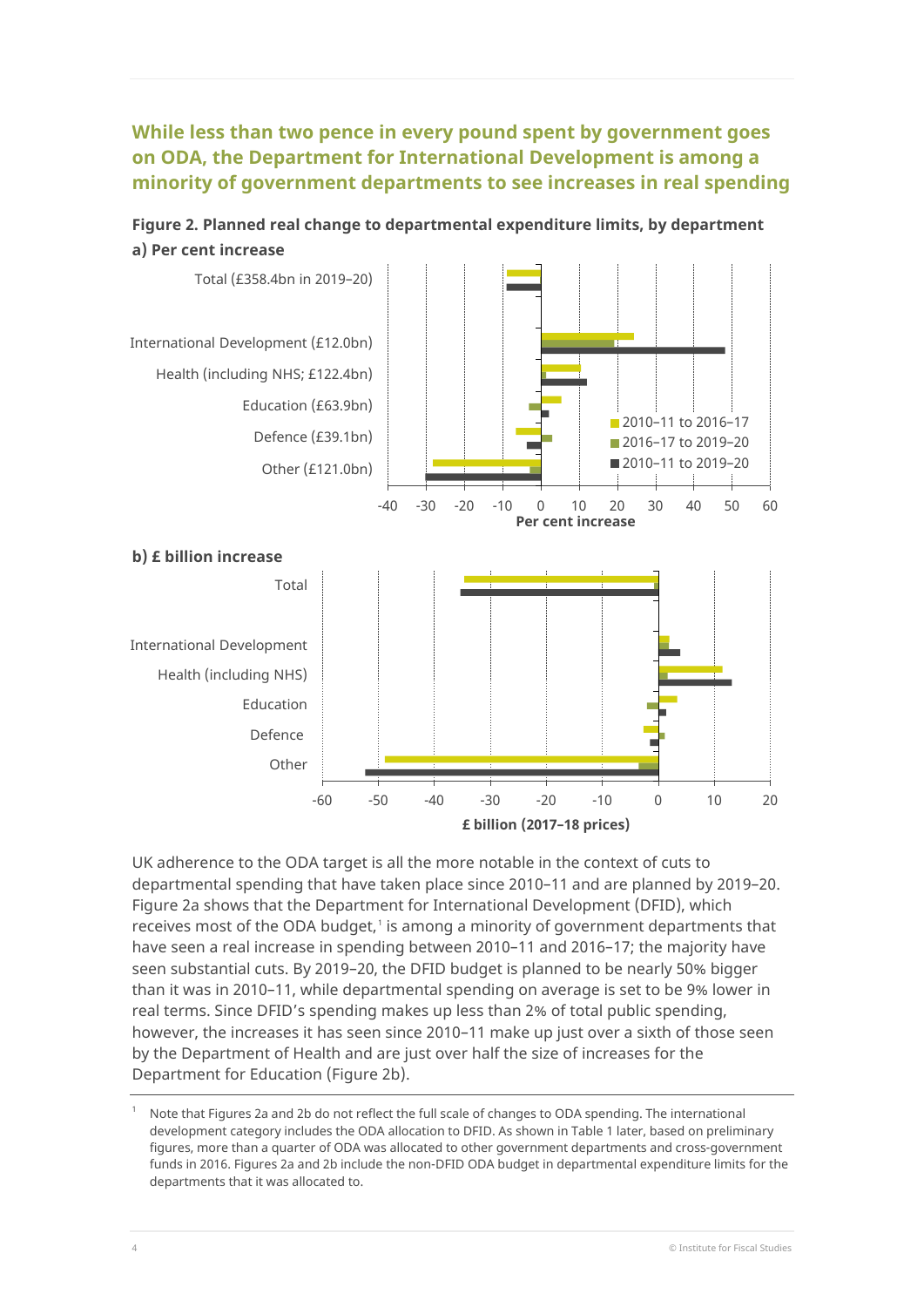## While less than two pence in every pound spent by government goes on ODA, the Department for International Development is among a minority of government departments to see increases in real spending

**Figure 2. Planned real change to departmental expenditure limits, by department**

**a) Per cent increase**

Total (£358.4bn in 2019–20)

International Development (£12.0bn)

Health (including NHS; £122.4bn)

Education (£63.9bn)

Defence (£39.1bn)

Other (£121.0bn)

2010–11 to 2016–17
2016–17 to 2019–20
2010–11 to 2019–20

-40 -30 -20 -10 0 10 20 30 40 50 60

**Per cent increase**

**b) £ billion increase**

Total

International Development

Health (including NHS)

Education

Defence

Other

-60 -50 -40 -30 -20 -10 0 10 20

**£ billion (2017–18 prices)**

UK adherence to the ODA target is all the more notable in the context of cuts to departmental spending that have taken place since 2010–11 and are planned by 2019–20. Figure 2a shows that the Department for International Development (DFID), which receives most of the ODA budget,[1] is among a minority of government departments that have seen a real increase in spending between 2010–11 and 2016–17; the majority have seen substantial cuts. By 2019–20, the DFID budget is planned to be nearly 50% bigger than it was in 2010–11, while departmental spending on average is set to be 9% lower in real terms. Since DFID's spending makes up less than 2% of total public spending, however, the increases it has seen since 2010–11 make up just over a sixth of those seen by the Department of Health and are just over half the size of increases for the Department for Education (Figure 2b).

[1] Note that Figures 2a and 2b do not reflect the full scale of changes to ODA spending. The international development category includes the ODA allocation to DFID. As shown in Table 1 later, based on preliminary figures, more than a quarter of ODA was allocated to other government departments and cross-government funds in 2016. Figures 2a and 2b include the non-DFID ODA budget in departmental expenditure limits for the departments that it was allocated to.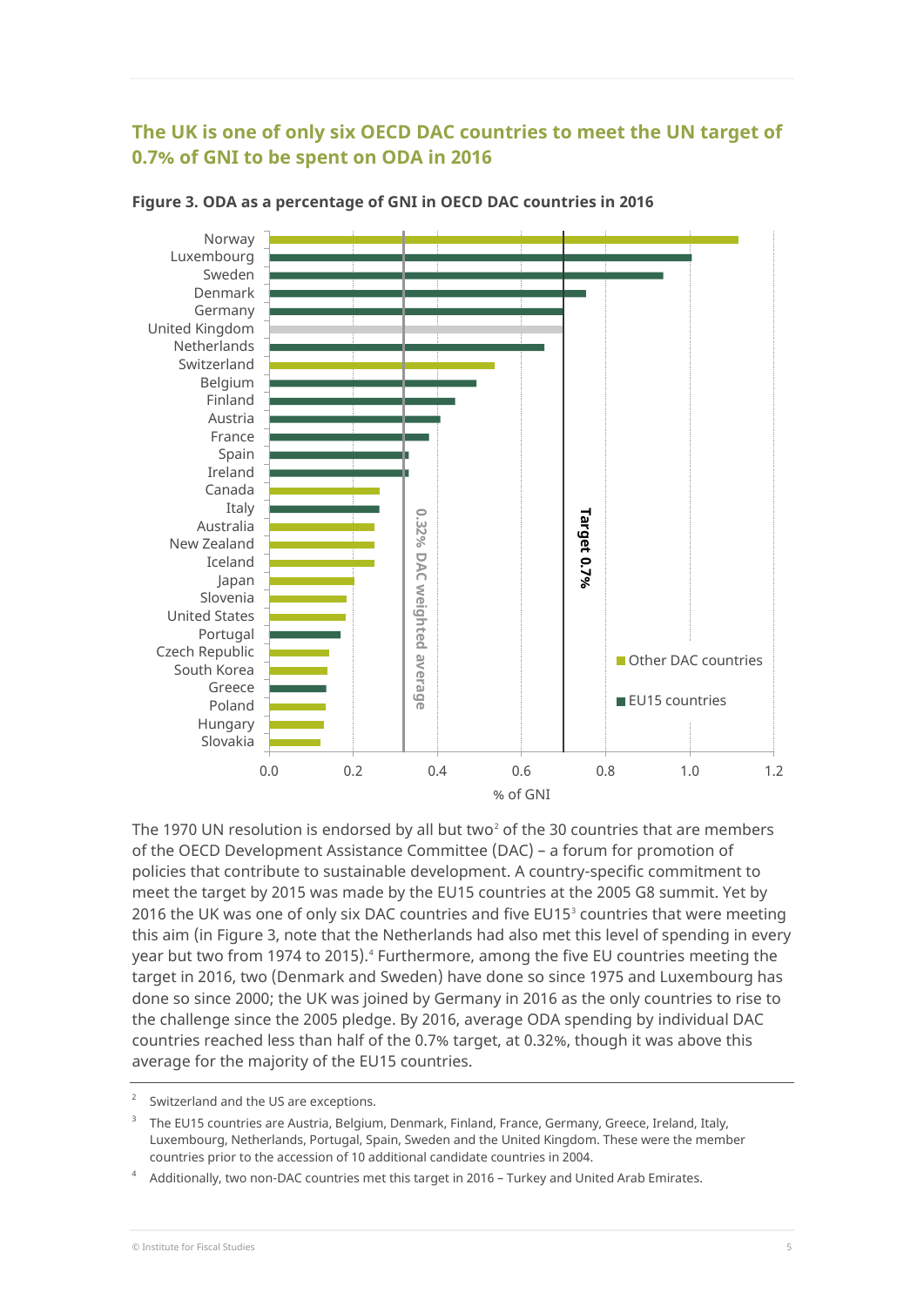## The UK is one of only six OECD DAC countries to meet the UN target of 0.7% of GNI to be spent on ODA in 2016

**Figure 3. ODA as a percentage of GNI in OECD DAC countries in 2016**

The 1970 UN resolution is endorsed by all but two[2] of the 30 countries that are members of the OECD Development Assistance Committee (DAC) – a forum for promotion of policies that contribute to sustainable development. A country-specific commitment to meet the target by 2015 was made by the EU15 countries at the 2005 G8 summit. Yet by 2016 the UK was one of only six DAC countries and five EU15[3] countries that were meeting this aim (in Figure 3, note that the Netherlands had also met this level of spending in every year but two from 1974 to 2015).[4] Furthermore, among the five EU countries meeting the target in 2016, two (Denmark and Sweden) have done so since 1975 and Luxembourg has done so since 2000; the UK was joined by Germany in 2016 as the only countries to rise to the challenge since the 2005 pledge. By 2016, average ODA spending by individual DAC countries reached less than half of the 0.7% target, at 0.32%, though it was above this average for the majority of the EU15 countries.

[2] Switzerland and the US are exceptions.

[3] The EU15 countries are Austria, Belgium, Denmark, Finland, France, Germany, Greece, Ireland, Italy, Luxembourg, Netherlands, Portugal, Spain, Sweden and the United Kingdom. These were the member countries prior to the accession of 10 additional candidate countries in 2004.

[4] Additionally, two non-DAC countries met this target in 2016 – Turkey and United Arab Emirates.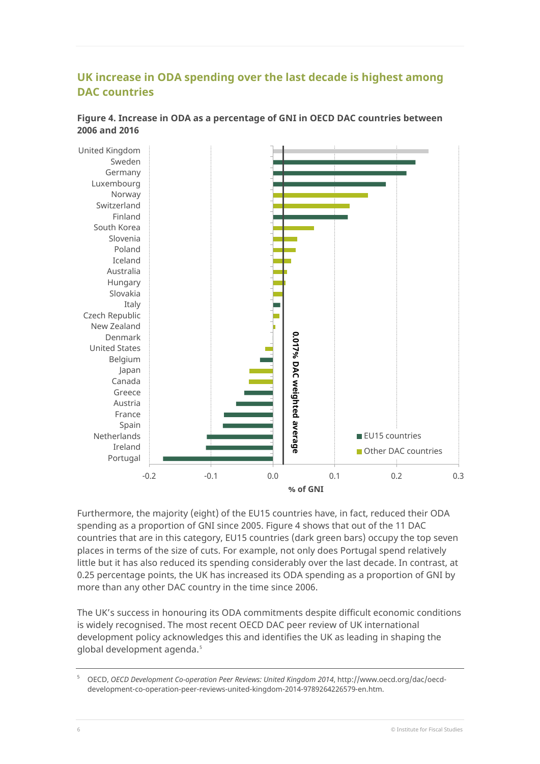## UK increase in ODA spending over the last decade is highest among DAC countries

**Figure 4. Increase in ODA as a percentage of GNI in OECD DAC countries between 2006 and 2016**

Furthermore, the majority (eight) of the EU15 countries have, in fact, reduced their ODA spending as a proportion of GNI since 2005. Figure 4 shows that out of the 11 DAC countries that are in this category, EU15 countries (dark green bars) occupy the top seven places in terms of the size of cuts. For example, not only does Portugal spend relatively little but it has also reduced its spending considerably over the last decade. In contrast, at 0.25 percentage points, the UK has increased its ODA spending as a proportion of GNI by more than any other DAC country in the time since 2006.

The UK's success in honouring its ODA commitments despite difficult economic conditions is widely recognised. The most recent OECD DAC peer review of UK international development policy acknowledges this and identifies the UK as leading in shaping the global development agenda.[5]

---

[5] OECD, *OECD Development Co-operation Peer Reviews: United Kingdom 2014*, http://www.oecd.org/dac/oecd-development-co-operation-peer-reviews-united-kingdom-2014-9789264226579-en.htm.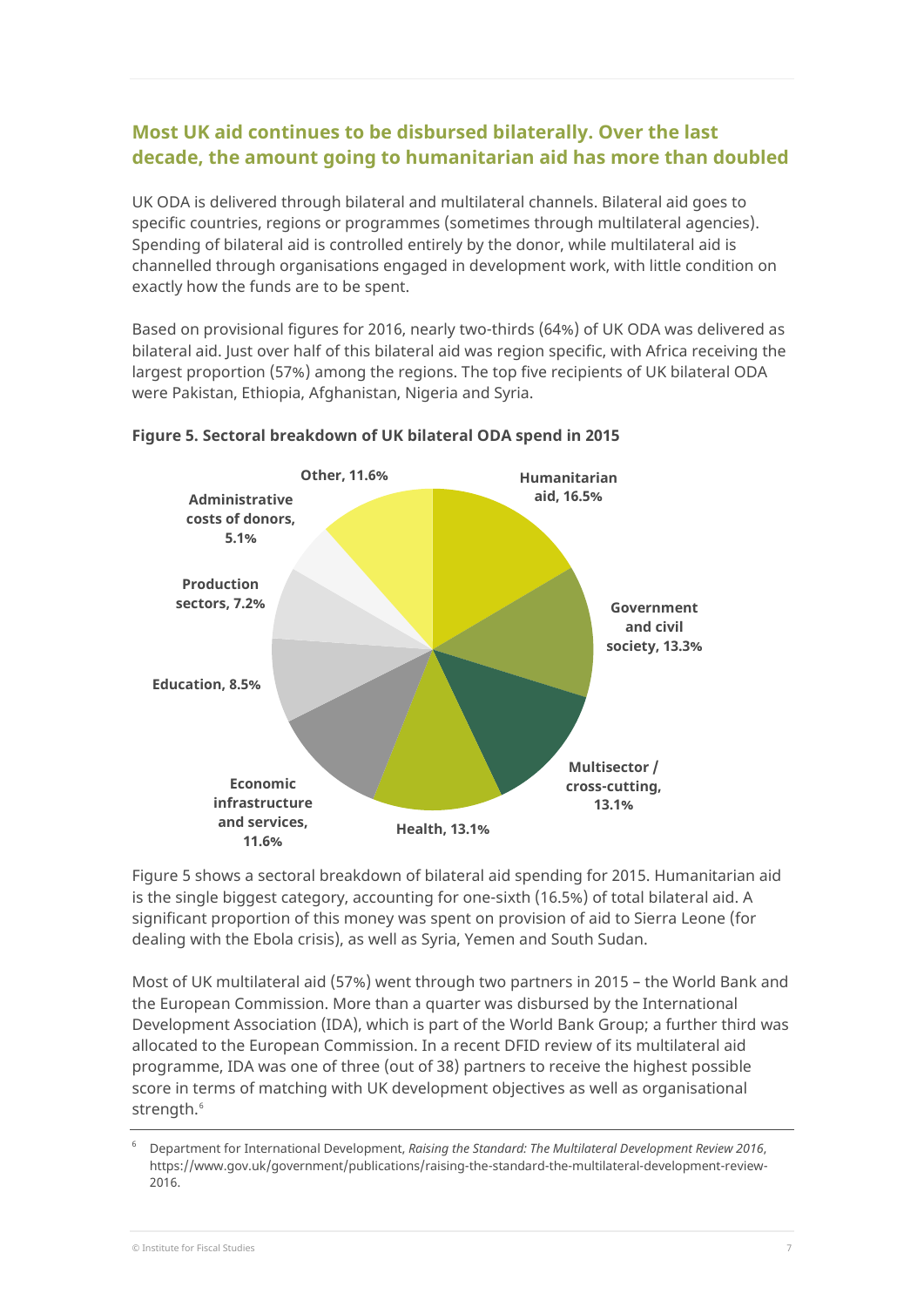## Most UK aid continues to be disbursed bilaterally. Over the last decade, the amount going to humanitarian aid has more than doubled

UK ODA is delivered through bilateral and multilateral channels. Bilateral aid goes to specific countries, regions or programmes (sometimes through multilateral agencies). Spending of bilateral aid is controlled entirely by the donor, while multilateral aid is channelled through organisations engaged in development work, with little condition on exactly how the funds are to be spent.

Based on provisional figures for 2016, nearly two-thirds (64%) of UK ODA was delivered as bilateral aid. Just over half of this bilateral aid was region specific, with Africa receiving the largest proportion (57%) among the regions. The top five recipients of UK bilateral ODA were Pakistan, Ethiopia, Afghanistan, Nigeria and Syria.

**Figure 5. Sectoral breakdown of UK bilateral ODA spend in 2015**

| Sector | Share |
|---|---|
| Humanitarian aid | 16.5% |
| Government and civil society | 13.3% |
| Multisector / cross-cutting | 13.1% |
| Health | 13.1% |
| Economic infrastructure and services | 11.6% |
| Education | 8.5% |
| Production sectors | 7.2% |
| Administrative costs of donors | 5.1% |
| Other | 11.6% |

Figure 5 shows a sectoral breakdown of bilateral aid spending for 2015. Humanitarian aid is the single biggest category, accounting for one-sixth (16.5%) of total bilateral aid. A significant proportion of this money was spent on provision of aid to Sierra Leone (for dealing with the Ebola crisis), as well as Syria, Yemen and South Sudan.

Most of UK multilateral aid (57%) went through two partners in 2015 – the World Bank and the European Commission. More than a quarter was disbursed by the International Development Association (IDA), which is part of the World Bank Group; a further third was allocated to the European Commission. In a recent DFID review of its multilateral aid programme, IDA was one of three (out of 38) partners to receive the highest possible score in terms of matching with UK development objectives as well as organisational strength.[6]

[6] Department for International Development, *Raising the Standard: The Multilateral Development Review 2016*, https://www.gov.uk/government/publications/raising-the-standard-the-multilateral-development-review-2016.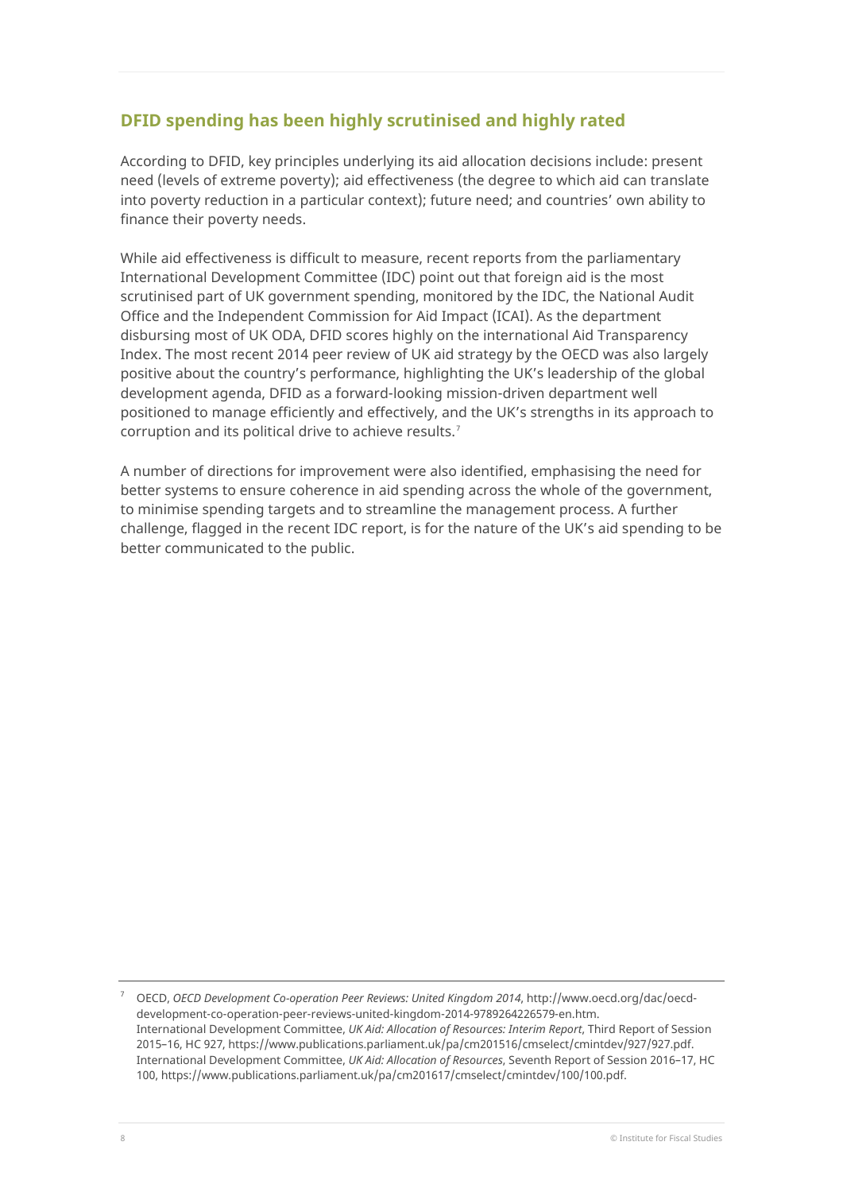## DFID spending has been highly scrutinised and highly rated

According to DFID, key principles underlying its aid allocation decisions include: present need (levels of extreme poverty); aid effectiveness (the degree to which aid can translate into poverty reduction in a particular context); future need; and countries' own ability to finance their poverty needs.

While aid effectiveness is difficult to measure, recent reports from the parliamentary International Development Committee (IDC) point out that foreign aid is the most scrutinised part of UK government spending, monitored by the IDC, the National Audit Office and the Independent Commission for Aid Impact (ICAI). As the department disbursing most of UK ODA, DFID scores highly on the international Aid Transparency Index. The most recent 2014 peer review of UK aid strategy by the OECD was also largely positive about the country's performance, highlighting the UK's leadership of the global development agenda, DFID as a forward-looking mission-driven department well positioned to manage efficiently and effectively, and the UK's strengths in its approach to corruption and its political drive to achieve results.[7]

A number of directions for improvement were also identified, emphasising the need for better systems to ensure coherence in aid spending across the whole of the government, to minimise spending targets and to streamline the management process. A further challenge, flagged in the recent IDC report, is for the nature of the UK's aid spending to be better communicated to the public.

---

[7] OECD, *OECD Development Co-operation Peer Reviews: United Kingdom 2014*, http://www.oecd.org/dac/oecd-development-co-operation-peer-reviews-united-kingdom-2014-9789264226579-en.htm.
International Development Committee, *UK Aid: Allocation of Resources: Interim Report*, Third Report of Session 2015–16, HC 927, https://www.publications.parliament.uk/pa/cm201516/cmselect/cmintdev/927/927.pdf.
International Development Committee, *UK Aid: Allocation of Resources*, Seventh Report of Session 2016–17, HC 100, https://www.publications.parliament.uk/pa/cm201617/cmselect/cmintdev/100/100.pdf.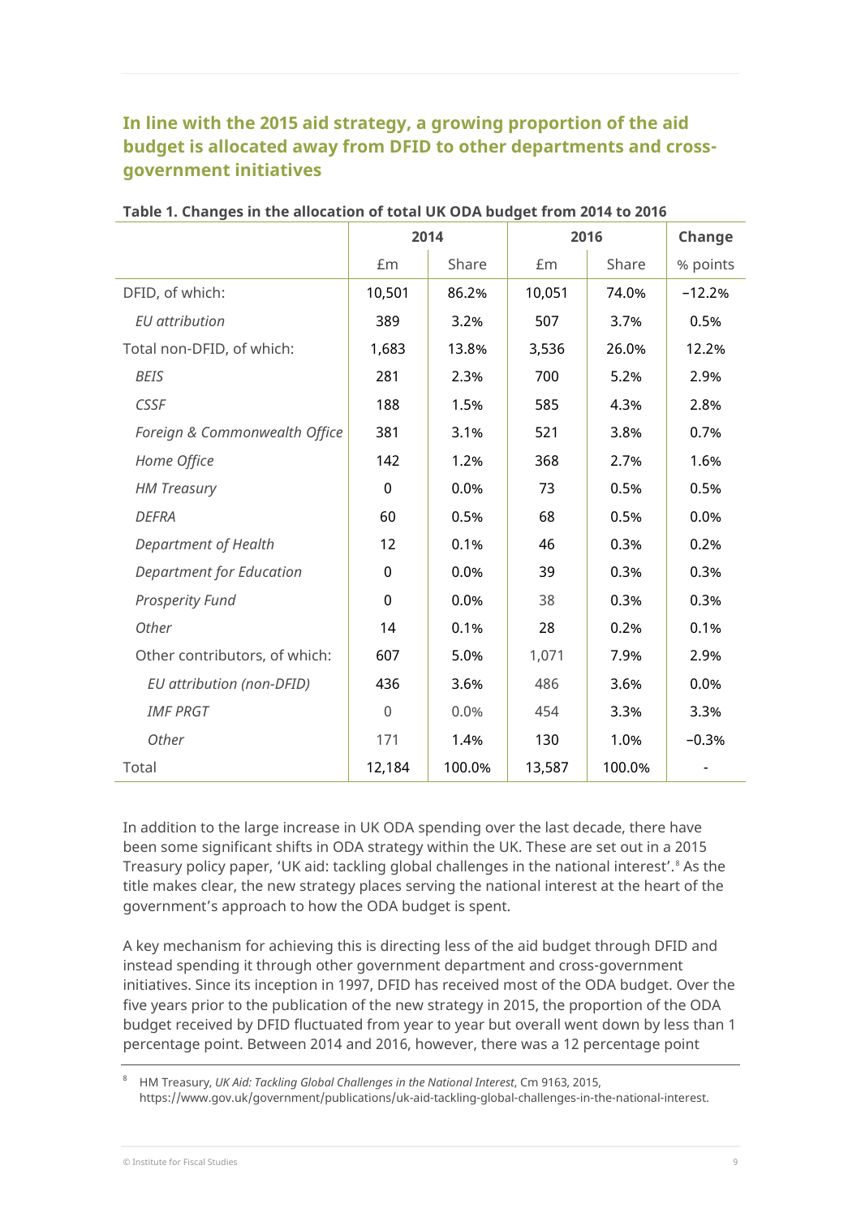## In line with the 2015 aid strategy, a growing proportion of the aid budget is allocated away from DFID to other departments and cross-government initiatives

**Table 1. Changes in the allocation of total UK ODA budget from 2014 to 2016**

| | 2014 | | 2016 | | Change |
|---|---|---|---|---|---|
| | £m | Share | £m | Share | % points |
| DFID, of which: | 10,501 | 86.2% | 10,051 | 74.0% | −12.2% |
| *EU attribution* | 389 | 3.2% | 507 | 3.7% | 0.5% |
| Total non-DFID, of which: | 1,683 | 13.8% | 3,536 | 26.0% | 12.2% |
| *BEIS* | 281 | 2.3% | 700 | 5.2% | 2.9% |
| *CSSF* | 188 | 1.5% | 585 | 4.3% | 2.8% |
| *Foreign & Commonwealth Office* | 381 | 3.1% | 521 | 3.8% | 0.7% |
| *Home Office* | 142 | 1.2% | 368 | 2.7% | 1.6% |
| *HM Treasury* | 0 | 0.0% | 73 | 0.5% | 0.5% |
| *DEFRA* | 60 | 0.5% | 68 | 0.5% | 0.0% |
| *Department of Health* | 12 | 0.1% | 46 | 0.3% | 0.2% |
| *Department for Education* | 0 | 0.0% | 39 | 0.3% | 0.3% |
| *Prosperity Fund* | 0 | 0.0% | 38 | 0.3% | 0.3% |
| *Other* | 14 | 0.1% | 28 | 0.2% | 0.1% |
| Other contributors, of which: | 607 | 5.0% | 1,071 | 7.9% | 2.9% |
| *EU attribution (non-DFID)* | 436 | 3.6% | 486 | 3.6% | 0.0% |
| *IMF PRGT* | 0 | 0.0% | 454 | 3.3% | 3.3% |
| *Other* | 171 | 1.4% | 130 | 1.0% | −0.3% |
| Total | 12,184 | 100.0% | 13,587 | 100.0% | - |

In addition to the large increase in UK ODA spending over the last decade, there have been some significant shifts in ODA strategy within the UK. These are set out in a 2015 Treasury policy paper, 'UK aid: tackling global challenges in the national interest'.[8] As the title makes clear, the new strategy places serving the national interest at the heart of the government's approach to how the ODA budget is spent.

A key mechanism for achieving this is directing less of the aid budget through DFID and instead spending it through other government department and cross-government initiatives. Since its inception in 1997, DFID has received most of the ODA budget. Over the five years prior to the publication of the new strategy in 2015, the proportion of the ODA budget received by DFID fluctuated from year to year but overall went down by less than 1 percentage point. Between 2014 and 2016, however, there was a 12 percentage point

[8] HM Treasury, *UK Aid: Tackling Global Challenges in the National Interest*, Cm 9163, 2015, https://www.gov.uk/government/publications/uk-aid-tackling-global-challenges-in-the-national-interest.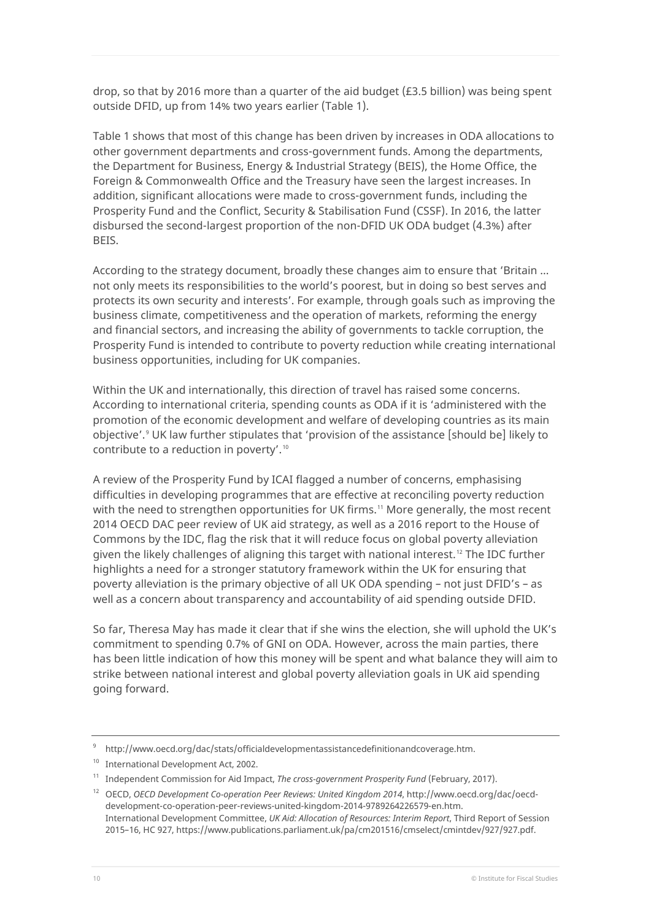drop, so that by 2016 more than a quarter of the aid budget (£3.5 billion) was being spent outside DFID, up from 14% two years earlier (Table 1).

Table 1 shows that most of this change has been driven by increases in ODA allocations to other government departments and cross-government funds. Among the departments, the Department for Business, Energy & Industrial Strategy (BEIS), the Home Office, the Foreign & Commonwealth Office and the Treasury have seen the largest increases. In addition, significant allocations were made to cross-government funds, including the Prosperity Fund and the Conflict, Security & Stabilisation Fund (CSSF). In 2016, the latter disbursed the second-largest proportion of the non-DFID UK ODA budget (4.3%) after BEIS.

According to the strategy document, broadly these changes aim to ensure that 'Britain … not only meets its responsibilities to the world's poorest, but in doing so best serves and protects its own security and interests'. For example, through goals such as improving the business climate, competitiveness and the operation of markets, reforming the energy and financial sectors, and increasing the ability of governments to tackle corruption, the Prosperity Fund is intended to contribute to poverty reduction while creating international business opportunities, including for UK companies.

Within the UK and internationally, this direction of travel has raised some concerns. According to international criteria, spending counts as ODA if it is 'administered with the promotion of the economic development and welfare of developing countries as its main objective'.[9] UK law further stipulates that 'provision of the assistance [should be] likely to contribute to a reduction in poverty'.[10]

A review of the Prosperity Fund by ICAI flagged a number of concerns, emphasising difficulties in developing programmes that are effective at reconciling poverty reduction with the need to strengthen opportunities for UK firms.[11] More generally, the most recent 2014 OECD DAC peer review of UK aid strategy, as well as a 2016 report to the House of Commons by the IDC, flag the risk that it will reduce focus on global poverty alleviation given the likely challenges of aligning this target with national interest.[12] The IDC further highlights a need for a stronger statutory framework within the UK for ensuring that poverty alleviation is the primary objective of all UK ODA spending – not just DFID's – as well as a concern about transparency and accountability of aid spending outside DFID.

So far, Theresa May has made it clear that if she wins the election, she will uphold the UK's commitment to spending 0.7% of GNI on ODA. However, across the main parties, there has been little indication of how this money will be spent and what balance they will aim to strike between national interest and global poverty alleviation goals in UK aid spending going forward.

---

[9] http://www.oecd.org/dac/stats/officialdevelopmentassistancedefinitionandcoverage.htm.

[10] International Development Act, 2002.

[11] Independent Commission for Aid Impact, *The cross-government Prosperity Fund* (February, 2017).

[12] OECD, *OECD Development Co-operation Peer Reviews: United Kingdom 2014*, http://www.oecd.org/dac/oecd-development-co-operation-peer-reviews-united-kingdom-2014-9789264226579-en.htm. International Development Committee, *UK Aid: Allocation of Resources: Interim Report*, Third Report of Session 2015–16, HC 927, https://www.publications.parliament.uk/pa/cm201516/cmselect/cmintdev/927/927.pdf.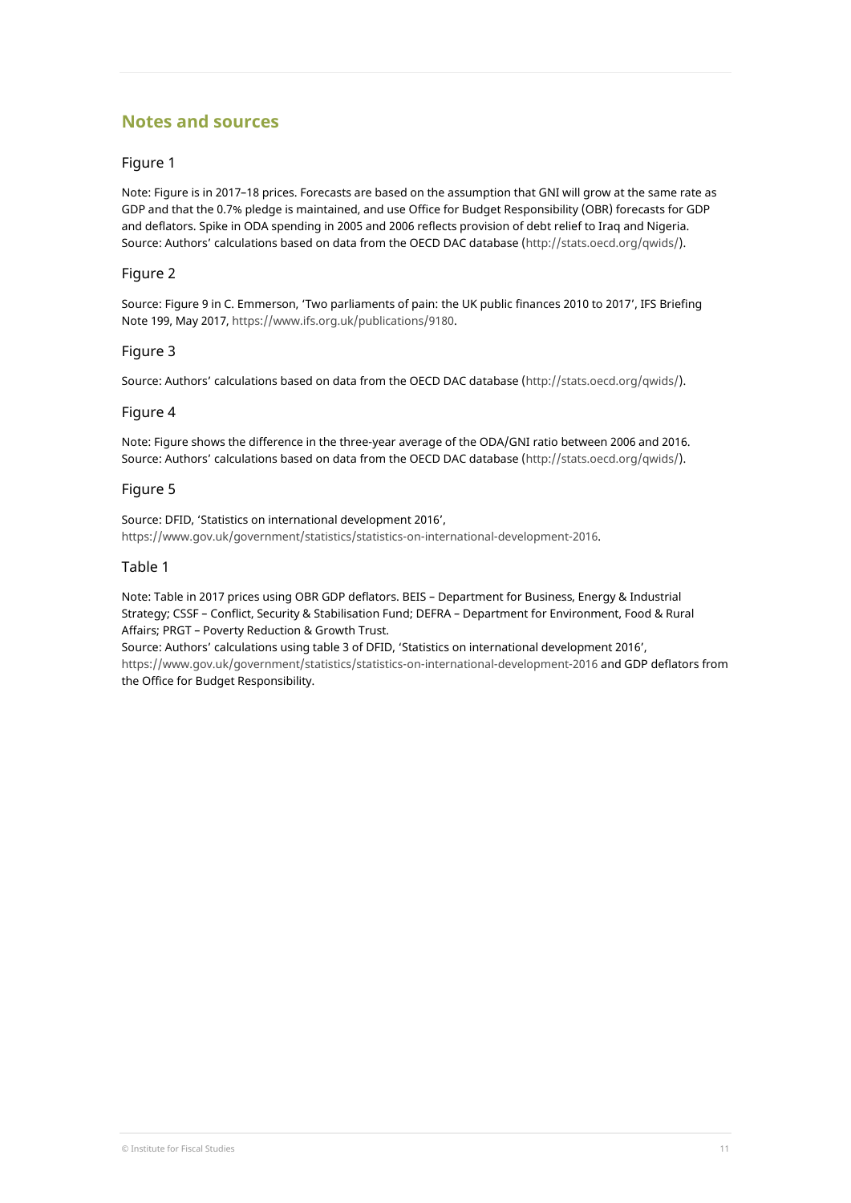## Notes and sources

### Figure 1

Note: Figure is in 2017–18 prices. Forecasts are based on the assumption that GNI will grow at the same rate as GDP and that the 0.7% pledge is maintained, and use Office for Budget Responsibility (OBR) forecasts for GDP and deflators. Spike in ODA spending in 2005 and 2006 reflects provision of debt relief to Iraq and Nigeria.
Source: Authors' calculations based on data from the OECD DAC database (http://stats.oecd.org/qwids/).

### Figure 2

Source: Figure 9 in C. Emmerson, 'Two parliaments of pain: the UK public finances 2010 to 2017', IFS Briefing Note 199, May 2017, https://www.ifs.org.uk/publications/9180.

### Figure 3

Source: Authors' calculations based on data from the OECD DAC database (http://stats.oecd.org/qwids/).

### Figure 4

Note: Figure shows the difference in the three-year average of the ODA/GNI ratio between 2006 and 2016.
Source: Authors' calculations based on data from the OECD DAC database (http://stats.oecd.org/qwids/).

### Figure 5

Source: DFID, 'Statistics on international development 2016',
https://www.gov.uk/government/statistics/statistics-on-international-development-2016.

### Table 1

Note: Table in 2017 prices using OBR GDP deflators. BEIS – Department for Business, Energy & Industrial Strategy; CSSF – Conflict, Security & Stabilisation Fund; DEFRA – Department for Environment, Food & Rural Affairs; PRGT – Poverty Reduction & Growth Trust.
Source: Authors' calculations using table 3 of DFID, 'Statistics on international development 2016', https://www.gov.uk/government/statistics/statistics-on-international-development-2016 and GDP deflators from the Office for Budget Responsibility.